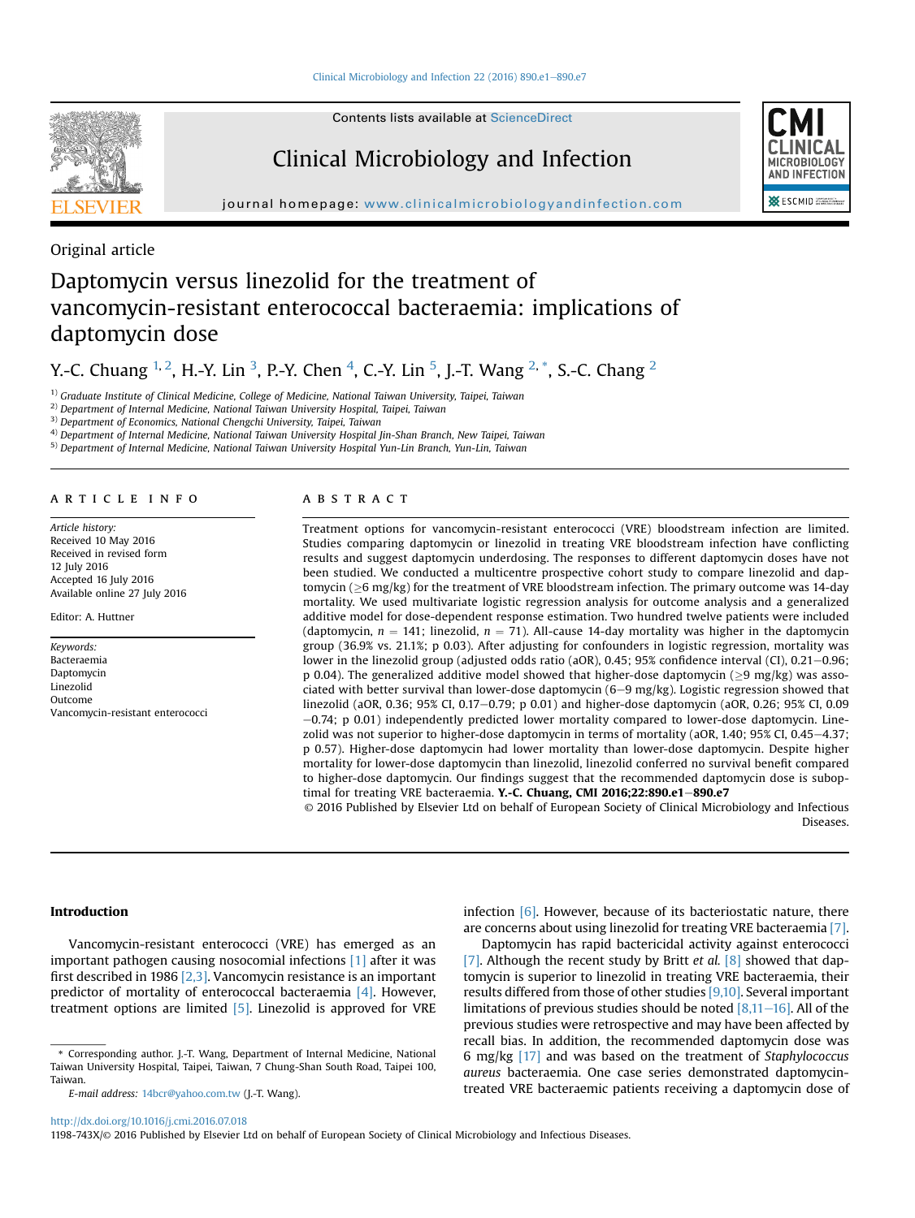Original article

# Daptomycin versus linezolid for the treatment of vancomycin-resistant enterococcal bacteraemia: implications of daptomycin dose

Y.-C. Chuang [1,2], H.-Y. Lin [3], P.-Y. Chen [4], C.-Y. Lin [5], J.-T. Wang [2,*], S.-C. Chang [2]

1) Graduate Institute of Clinical Medicine, College of Medicine, National Taiwan University, Taipei, Taiwan
2) Department of Internal Medicine, National Taiwan University Hospital, Taipei, Taiwan
3) Department of Economics, National Chengchi University, Taipei, Taiwan
4) Department of Internal Medicine, National Taiwan University Hospital Jin-Shan Branch, New Taipei, Taiwan
5) Department of Internal Medicine, National Taiwan University Hospital Yun-Lin Branch, Yun-Lin, Taiwan

## ARTICLE INFO

*Article history:*
Received 10 May 2016
Received in revised form 12 July 2016
Accepted 16 July 2016
Available online 27 July 2016

Editor: A. Huttner

*Keywords:*
Bacteraemia
Daptomycin
Linezolid
Outcome
Vancomycin-resistant enterococci

## ABSTRACT

Treatment options for vancomycin-resistant enterococci (VRE) bloodstream infection are limited. Studies comparing daptomycin or linezolid in treating VRE bloodstream infection have conflicting results and suggest daptomycin underdosing. The responses to different daptomycin doses have not been studied. We conducted a multicentre prospective cohort study to compare linezolid and daptomycin (≥6 mg/kg) for the treatment of VRE bloodstream infection. The primary outcome was 14-day mortality. We used multivariate logistic regression analysis for outcome analysis and a generalized additive model for dose-dependent response estimation. Two hundred twelve patients were included (daptomycin, $n = 141$; linezolid, $n = 71$). All-cause 14-day mortality was higher in the daptomycin group (36.9% vs. 21.1%; p 0.03). After adjusting for confounders in logistic regression, mortality was lower in the linezolid group (adjusted odds ratio (aOR), 0.45; 95% confidence interval (CI), 0.21–0.96; p 0.04). The generalized additive model showed that higher-dose daptomycin (≥9 mg/kg) was associated with better survival than lower-dose daptomycin (6–9 mg/kg). Logistic regression showed that linezolid (aOR, 0.36; 95% CI, 0.17–0.79; p 0.01) and higher-dose daptomycin (aOR, 0.26; 95% CI, 0.09–0.74; p 0.01) independently predicted lower mortality compared to lower-dose daptomycin. Linezolid was not superior to higher-dose daptomycin in terms of mortality (aOR, 1.40; 95% CI, 0.45–4.37; p 0.57). Higher-dose daptomycin had lower mortality than lower-dose daptomycin. Despite higher mortality for lower-dose daptomycin than linezolid, linezolid conferred no survival benefit compared to higher-dose daptomycin. Our findings suggest that the recommended daptomycin dose is suboptimal for treating VRE bacteraemia. **Y.-C. Chuang, CMI 2016;22:890.e1–890.e7**

© 2016 Published by Elsevier Ltd on behalf of European Society of Clinical Microbiology and Infectious Diseases.

## Introduction

Vancomycin-resistant enterococci (VRE) has emerged as an important pathogen causing nosocomial infections [1] after it was first described in 1986 [2,3]. Vancomycin resistance is an important predictor of mortality of enterococcal bacteraemia [4]. However, treatment options are limited [5]. Linezolid is approved for VRE infection [6]. However, because of its bacteriostatic nature, there are concerns about using linezolid for treating VRE bacteraemia [7].

Daptomycin has rapid bactericidal activity against enterococci [7]. Although the recent study by Britt *et al.* [8] showed that daptomycin is superior to linezolid in treating VRE bacteraemia, their results differed from those of other studies [9,10]. Several important limitations of previous studies should be noted [8,11–16]. All of the previous studies were retrospective and may have been affected by recall bias. In addition, the recommended daptomycin dose was 6 mg/kg [17] and was based on the treatment of *Staphylococcus aureus* bacteraemia. One case series demonstrated daptomycin-treated VRE bacteraemic patients receiving a daptomycin dose of

\* Corresponding author. J.-T. Wang, Department of Internal Medicine, National Taiwan University Hospital, Taipei, Taiwan, 7 Chung-Shan South Road, Taipei 100, Taiwan.

*E-mail address:* 14bcr@yahoo.com.tw (J.-T. Wang).

http://dx.doi.org/10.1016/j.cmi.2016.07.018
1198-743X/© 2016 Published by Elsevier Ltd on behalf of European Society of Clinical Microbiology and Infectious Diseases.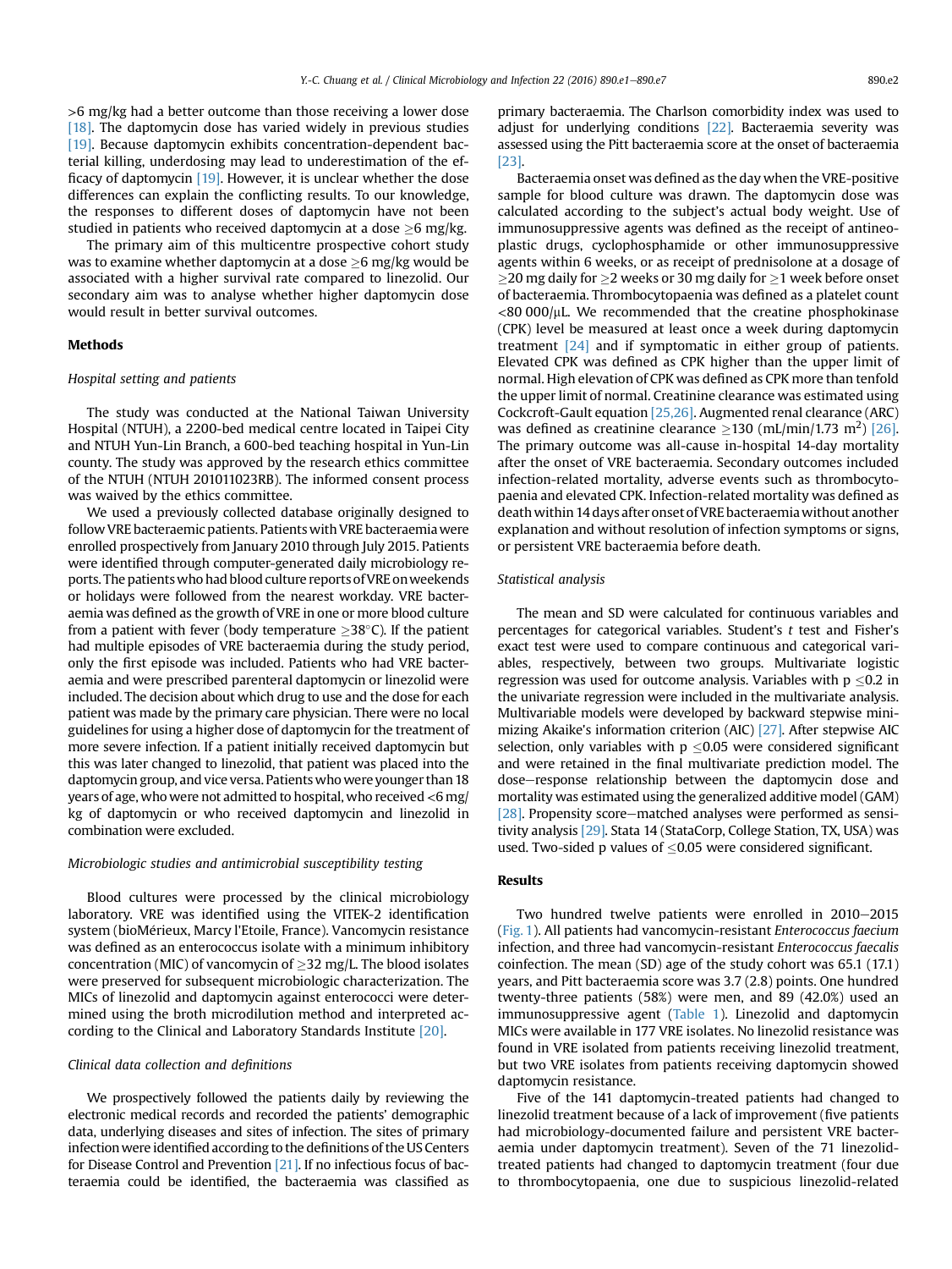>6 mg/kg had a better outcome than those receiving a lower dose [18]. The daptomycin dose has varied widely in previous studies [19]. Because daptomycin exhibits concentration-dependent bacterial killing, underdosing may lead to underestimation of the efficacy of daptomycin [19]. However, it is unclear whether the dose differences can explain the conflicting results. To our knowledge, the responses to different doses of daptomycin have not been studied in patients who received daptomycin at a dose ≥6 mg/kg.

The primary aim of this multicentre prospective cohort study was to examine whether daptomycin at a dose ≥6 mg/kg would be associated with a higher survival rate compared to linezolid. Our secondary aim was to analyse whether higher daptomycin dose would result in better survival outcomes.

## Methods

### *Hospital setting and patients*

The study was conducted at the National Taiwan University Hospital (NTUH), a 2200-bed medical centre located in Taipei City and NTUH Yun-Lin Branch, a 600-bed teaching hospital in Yun-Lin county. The study was approved by the research ethics committee of the NTUH (NTUH 201011023RB). The informed consent process was waived by the ethics committee.

We used a previously collected database originally designed to follow VRE bacteraemic patients. Patients with VRE bacteraemia were enrolled prospectively from January 2010 through July 2015. Patients were identified through computer-generated daily microbiology reports. The patients who had blood culture reports of VRE on weekends or holidays were followed from the nearest workday. VRE bacteraemia was defined as the growth of VRE in one or more blood culture from a patient with fever (body temperature ≥38°C). If the patient had multiple episodes of VRE bacteraemia during the study period, only the first episode was included. Patients who had VRE bacteraemia and were prescribed parenteral daptomycin or linezolid were included. The decision about which drug to use and the dose for each patient was made by the primary care physician. There were no local guidelines for using a higher dose of daptomycin for the treatment of more severe infection. If a patient initially received daptomycin but this was later changed to linezolid, that patient was placed into the daptomycin group, and vice versa. Patients who were younger than 18 years of age, who were not admitted to hospital, who received <6 mg/kg of daptomycin or who received daptomycin and linezolid in combination were excluded.

### *Microbiologic studies and antimicrobial susceptibility testing*

Blood cultures were processed by the clinical microbiology laboratory. VRE was identified using the VITEK-2 identification system (bioMérieux, Marcy l'Etoile, France). Vancomycin resistance was defined as an enterococcus isolate with a minimum inhibitory concentration (MIC) of vancomycin of ≥32 mg/L. The blood isolates were preserved for subsequent microbiologic characterization. The MICs of linezolid and daptomycin against enterococci were determined using the broth microdilution method and interpreted according to the Clinical and Laboratory Standards Institute [20].

### *Clinical data collection and definitions*

We prospectively followed the patients daily by reviewing the electronic medical records and recorded the patients' demographic data, underlying diseases and sites of infection. The sites of primary infection were identified according to the definitions of the US Centers for Disease Control and Prevention [21]. If no infectious focus of bacteraemia could be identified, the bacteraemia was classified as primary bacteraemia. The Charlson comorbidity index was used to adjust for underlying conditions [22]. Bacteraemia severity was assessed using the Pitt bacteraemia score at the onset of bacteraemia [23].

Bacteraemia onset was defined as the day when the VRE-positive sample for blood culture was drawn. The daptomycin dose was calculated according to the subject's actual body weight. Use of immunosuppressive agents was defined as the receipt of antineoplastic drugs, cyclophosphamide or other immunosuppressive agents within 6 weeks, or as receipt of prednisolone at a dosage of ≥20 mg daily for ≥2 weeks or 30 mg daily for ≥1 week before onset of bacteraemia. Thrombocytopaenia was defined as a platelet count <80 000/μL. We recommended that the creatine phosphokinase (CPK) level be measured at least once a week during daptomycin treatment [24] and if symptomatic in either group of patients. Elevated CPK was defined as CPK higher than the upper limit of normal. High elevation of CPK was defined as CPK more than tenfold the upper limit of normal. Creatinine clearance was estimated using Cockcroft-Gault equation [25,26]. Augmented renal clearance (ARC) was defined as creatinine clearance ≥130 (mL/min/1.73 m$^2$) [26]. The primary outcome was all-cause in-hospital 14-day mortality after the onset of VRE bacteraemia. Secondary outcomes included infection-related mortality, adverse events such as thrombocytopaenia and elevated CPK. Infection-related mortality was defined as death within 14 days after onset of VRE bacteraemia without another explanation and without resolution of infection symptoms or signs, or persistent VRE bacteraemia before death.

### *Statistical analysis*

The mean and SD were calculated for continuous variables and percentages for categorical variables. Student's *t* test and Fisher's exact test were used to compare continuous and categorical variables, respectively, between two groups. Multivariate logistic regression was used for outcome analysis. Variables with p ≤0.2 in the univariate regression were included in the multivariate analysis. Multivariable models were developed by backward stepwise minimizing Akaike's information criterion (AIC) [27]. After stepwise AIC selection, only variables with p ≤0.05 were considered significant and were retained in the final multivariate prediction model. The dose–response relationship between the daptomycin dose and mortality was estimated using the generalized additive model (GAM) [28]. Propensity score–matched analyses were performed as sensitivity analysis [29]. Stata 14 (StataCorp, College Station, TX, USA) was used. Two-sided p values of ≤0.05 were considered significant.

## Results

Two hundred twelve patients were enrolled in 2010–2015 (Fig. 1). All patients had vancomycin-resistant *Enterococcus faecium* infection, and three had vancomycin-resistant *Enterococcus faecalis* coinfection. The mean (SD) age of the study cohort was 65.1 (17.1) years, and Pitt bacteraemia score was 3.7 (2.8) points. One hundred twenty-three patients (58%) were men, and 89 (42.0%) used an immunosuppressive agent (Table 1). Linezolid and daptomycin MICs were available in 177 VRE isolates. No linezolid resistance was found in VRE isolated from patients receiving linezolid treatment, but two VRE isolates from patients receiving daptomycin showed daptomycin resistance.

Five of the 141 daptomycin-treated patients had changed to linezolid treatment because of a lack of improvement (five patients had microbiology-documented failure and persistent VRE bacteraemia under daptomycin treatment). Seven of the 71 linezolid-treated patients had changed to daptomycin treatment (four due to thrombocytopaenia, one due to suspicious linezolid-related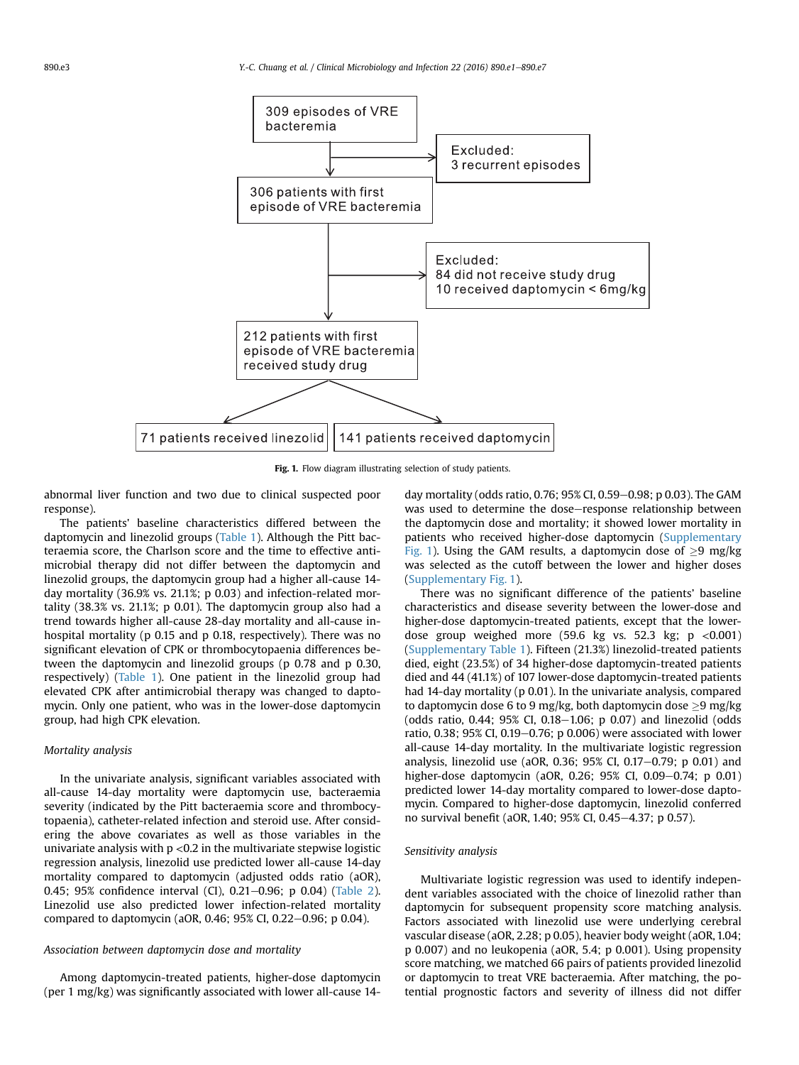309 episodes of VRE bacteremia

→ Excluded: 3 recurrent episodes

306 patients with first episode of VRE bacteremia

→ Excluded: 84 did not receive study drug; 10 received daptomycin < 6mg/kg

212 patients with first episode of VRE bacteremia received study drug

- 71 patients received linezolid
- 141 patients received daptomycin

**Fig. 1.** Flow diagram illustrating selection of study patients.

abnormal liver function and two due to clinical suspected poor response).

The patients' baseline characteristics differed between the daptomycin and linezolid groups (Table 1). Although the Pitt bacteraemia score, the Charlson score and the time to effective antimicrobial therapy did not differ between the daptomycin and linezolid groups, the daptomycin group had a higher all-cause 14-day mortality (36.9% vs. 21.1%; p 0.03) and infection-related mortality (38.3% vs. 21.1%; p 0.01). The daptomycin group also had a trend towards higher all-cause 28-day mortality and all-cause in-hospital mortality (p 0.15 and p 0.18, respectively). There was no significant elevation of CPK or thrombocytopaenia differences between the daptomycin and linezolid groups (p 0.78 and p 0.30, respectively) (Table 1). One patient in the linezolid group had elevated CPK after antimicrobial therapy was changed to daptomycin. Only one patient, who was in the lower-dose daptomycin group, had high CPK elevation.

### *Mortality analysis*

In the univariate analysis, significant variables associated with all-cause 14-day mortality were daptomycin use, bacteraemia severity (indicated by the Pitt bacteraemia score and thrombocytopaenia), catheter-related infection and steroid use. After considering the above covariates as well as those variables in the univariate analysis with $p < 0.2$ in the multivariate stepwise logistic regression analysis, linezolid use predicted lower all-cause 14-day mortality compared to daptomycin (adjusted odds ratio (aOR), 0.45; 95% confidence interval (CI), 0.21–0.96; p 0.04) (Table 2). Linezolid use also predicted lower infection-related mortality compared to daptomycin (aOR, 0.46; 95% CI, 0.22–0.96; p 0.04).

### *Association between daptomycin dose and mortality*

Among daptomycin-treated patients, higher-dose daptomycin (per 1 mg/kg) was significantly associated with lower all-cause 14-day mortality (odds ratio, 0.76; 95% CI, 0.59–0.98; p 0.03). The GAM was used to determine the dose–response relationship between the daptomycin dose and mortality; it showed lower mortality in patients who received higher-dose daptomycin (Supplementary Fig. 1). Using the GAM results, a daptomycin dose of ≥9 mg/kg was selected as the cutoff between the lower and higher doses (Supplementary Fig. 1).

There was no significant difference of the patients' baseline characteristics and disease severity between the lower-dose and higher-dose daptomycin-treated patients, except that the lower-dose group weighed more (59.6 kg vs. 52.3 kg; $p < 0.001$) (Supplementary Table 1). Fifteen (21.3%) linezolid-treated patients died, eight (23.5%) of 34 higher-dose daptomycin-treated patients died and 44 (41.1%) of 107 lower-dose daptomycin-treated patients had 14-day mortality (p 0.01). In the univariate analysis, compared to daptomycin dose 6 to 9 mg/kg, both daptomycin dose ≥9 mg/kg (odds ratio, 0.44; 95% CI, 0.18–1.06; p 0.07) and linezolid (odds ratio, 0.38; 95% CI, 0.19–0.76; p 0.006) were associated with lower all-cause 14-day mortality. In the multivariate logistic regression analysis, linezolid use (aOR, 0.36; 95% CI, 0.17–0.79; p 0.01) and higher-dose daptomycin (aOR, 0.26; 95% CI, 0.09–0.74; p 0.01) predicted lower 14-day mortality compared to lower-dose daptomycin. Compared to higher-dose daptomycin, linezolid conferred no survival benefit (aOR, 1.40; 95% CI, 0.45–4.37; p 0.57).

### *Sensitivity analysis*

Multivariate logistic regression was used to identify independent variables associated with the choice of linezolid rather than daptomycin for subsequent propensity score matching analysis. Factors associated with linezolid use were underlying cerebral vascular disease (aOR, 2.28; p 0.05), heavier body weight (aOR, 1.04; p 0.007) and no leukopenia (aOR, 5.4; p 0.001). Using propensity score matching, we matched 66 pairs of patients provided linezolid or daptomycin to treat VRE bacteraemia. After matching, the potential prognostic factors and severity of illness did not differ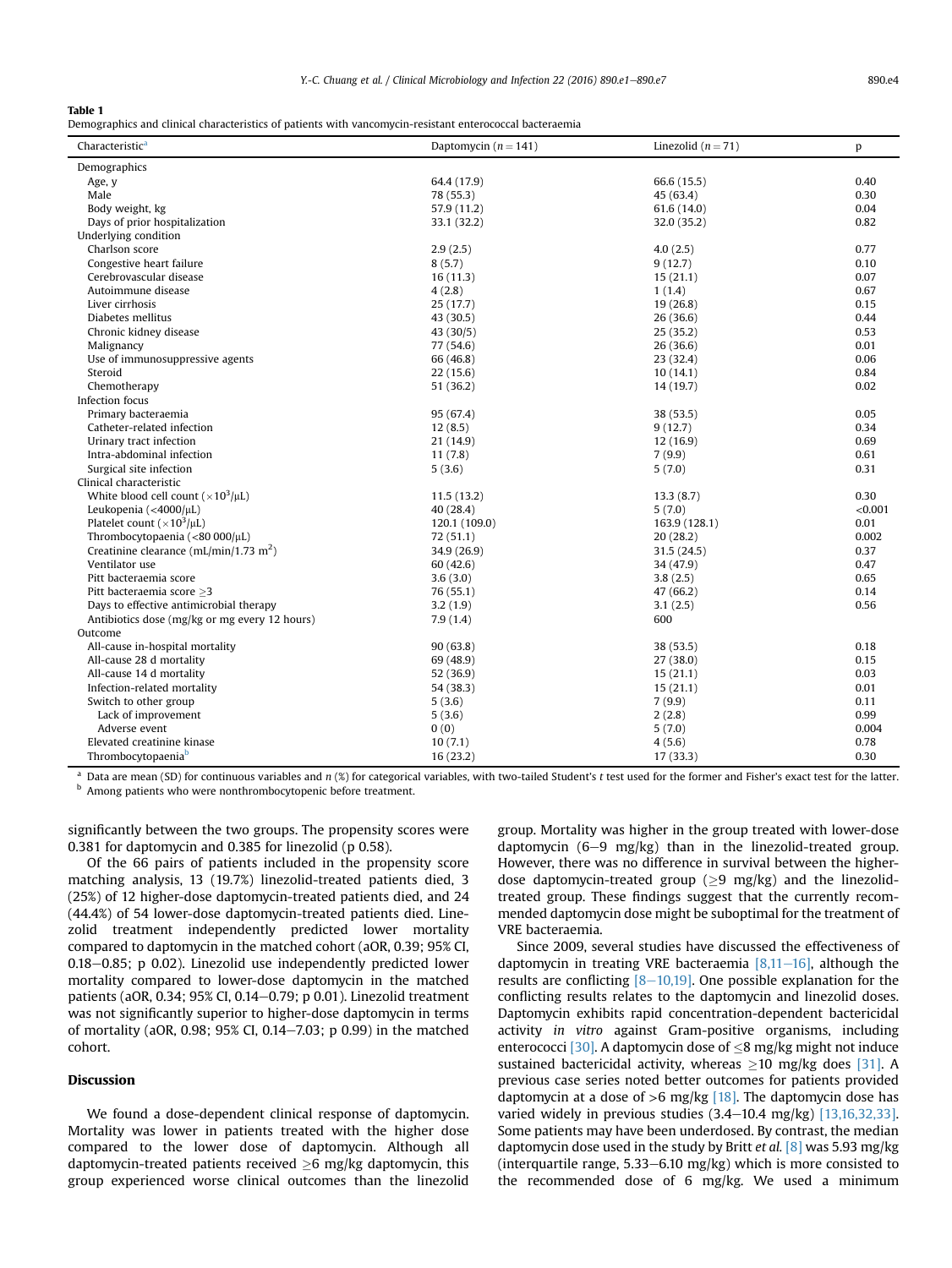**Table 1**
Demographics and clinical characteristics of patients with vancomycin-resistant enterococcal bacteraemia

| Characteristic[a] | Daptomycin ($n = 141$) | Linezolid ($n = 71$) | p |
|---|---|---|---|
| Demographics | | | |
| Age, y | 64.4 (17.9) | 66.6 (15.5) | 0.40 |
| Male | 78 (55.3) | 45 (63.4) | 0.30 |
| Body weight, kg | 57.9 (11.2) | 61.6 (14.0) | 0.04 |
| Days of prior hospitalization | 33.1 (32.2) | 32.0 (35.2) | 0.82 |
| Underlying condition | | | |
| Charlson score | 2.9 (2.5) | 4.0 (2.5) | 0.77 |
| Congestive heart failure | 8 (5.7) | 9 (12.7) | 0.10 |
| Cerebrovascular disease | 16 (11.3) | 15 (21.1) | 0.07 |
| Autoimmune disease | 4 (2.8) | 1 (1.4) | 0.67 |
| Liver cirrhosis | 25 (17.7) | 19 (26.8) | 0.15 |
| Diabetes mellitus | 43 (30.5) | 26 (36.6) | 0.44 |
| Chronic kidney disease | 43 (30/5) | 25 (35.2) | 0.53 |
| Malignancy | 77 (54.6) | 26 (36.6) | 0.01 |
| Use of immunosuppressive agents | 66 (46.8) | 23 (32.4) | 0.06 |
| Steroid | 22 (15.6) | 10 (14.1) | 0.84 |
| Chemotherapy | 51 (36.2) | 14 (19.7) | 0.02 |
| Infection focus | | | |
| Primary bacteraemia | 95 (67.4) | 38 (53.5) | 0.05 |
| Catheter-related infection | 12 (8.5) | 9 (12.7) | 0.34 |
| Urinary tract infection | 21 (14.9) | 12 (16.9) | 0.69 |
| Intra-abdominal infection | 11 (7.8) | 7 (9.9) | 0.61 |
| Surgical site infection | 5 (3.6) | 5 (7.0) | 0.31 |
| Clinical characteristic | | | |
| White blood cell count ($\times 10^3/\mu L$) | 11.5 (13.2) | 13.3 (8.7) | 0.30 |
| Leukopenia ($<4000/\mu L$) | 40 (28.4) | 5 (7.0) | <0.001 |
| Platelet count ($\times 10^3/\mu L$) | 120.1 (109.0) | 163.9 (128.1) | 0.01 |
| Thrombocytopaenia ($<80\,000/\mu L$) | 72 (51.1) | 20 (28.2) | 0.002 |
| Creatinine clearance (mL/min/1.73 $m^2$) | 34.9 (26.9) | 31.5 (24.5) | 0.37 |
| Ventilator use | 60 (42.6) | 34 (47.9) | 0.47 |
| Pitt bacteraemia score | 3.6 (3.0) | 3.8 (2.5) | 0.65 |
| Pitt bacteraemia score $\geq 3$ | 76 (55.1) | 47 (66.2) | 0.14 |
| Days to effective antimicrobial therapy | 3.2 (1.9) | 3.1 (2.5) | 0.56 |
| Antibiotics dose (mg/kg or mg every 12 hours) | 7.9 (1.4) | 600 | |
| Outcome | | | |
| All-cause in-hospital mortality | 90 (63.8) | 38 (53.5) | 0.18 |
| All-cause 28 d mortality | 69 (48.9) | 27 (38.0) | 0.15 |
| All-cause 14 d mortality | 52 (36.9) | 15 (21.1) | 0.03 |
| Infection-related mortality | 54 (38.3) | 15 (21.1) | 0.01 |
| Switch to other group | 5 (3.6) | 7 (9.9) | 0.11 |
| Lack of improvement | 5 (3.6) | 2 (2.8) | 0.99 |
| Adverse event | 0 (0) | 5 (7.0) | 0.004 |
| Elevated creatinine kinase | 10 (7.1) | 4 (5.6) | 0.78 |
| Thrombocytopaenia[b] | 16 (23.2) | 17 (33.3) | 0.30 |

[a] Data are mean (SD) for continuous variables and $n$ (%) for categorical variables, with two-tailed Student's $t$ test used for the former and Fisher's exact test for the latter.
[b] Among patients who were nonthrombocytopenic before treatment.

significantly between the two groups. The propensity scores were 0.381 for daptomycin and 0.385 for linezolid (p 0.58).

Of the 66 pairs of patients included in the propensity score matching analysis, 13 (19.7%) linezolid-treated patients died, 3 (25%) of 12 higher-dose daptomycin-treated patients died, and 24 (44.4%) of 54 lower-dose daptomycin-treated patients died. Linezolid treatment independently predicted lower mortality compared to daptomycin in the matched cohort (aOR, 0.39; 95% CI, 0.18–0.85; p 0.02). Linezolid use independently predicted lower mortality compared to lower-dose daptomycin in the matched patients (aOR, 0.34; 95% CI, 0.14–0.79; p 0.01). Linezolid treatment was not significantly superior to higher-dose daptomycin in terms of mortality (aOR, 0.98; 95% CI, 0.14–7.03; p 0.99) in the matched cohort.

## Discussion

We found a dose-dependent clinical response of daptomycin. Mortality was lower in patients treated with the higher dose compared to the lower dose of daptomycin. Although all daptomycin-treated patients received $\geq 6$ mg/kg daptomycin, this group experienced worse clinical outcomes than the linezolid group. Mortality was higher in the group treated with lower-dose daptomycin (6–9 mg/kg) than in the linezolid-treated group. However, there was no difference in survival between the higher-dose daptomycin-treated group ($\geq 9$ mg/kg) and the linezolid-treated group. These findings suggest that the currently recommended daptomycin dose might be suboptimal for the treatment of VRE bacteraemia.

Since 2009, several studies have discussed the effectiveness of daptomycin in treating VRE bacteraemia [8,11–16], although the results are conflicting [8–10,19]. One possible explanation for the conflicting results relates to the daptomycin and linezolid doses. Daptomycin exhibits rapid concentration-dependent bactericidal activity *in vitro* against Gram-positive organisms, including enterococci [30]. A daptomycin dose of $\leq 8$ mg/kg might not induce sustained bactericidal activity, whereas $\geq 10$ mg/kg does [31]. A previous case series noted better outcomes for patients provided daptomycin at a dose of $>6$ mg/kg [18]. The daptomycin dose has varied widely in previous studies (3.4–10.4 mg/kg) [13,16,32,33]. Some patients may have been underdosed. By contrast, the median daptomycin dose used in the study by Britt *et al.* [8] was 5.93 mg/kg (interquartile range, 5.33–6.10 mg/kg) which is more consisted to the recommended dose of 6 mg/kg. We used a minimum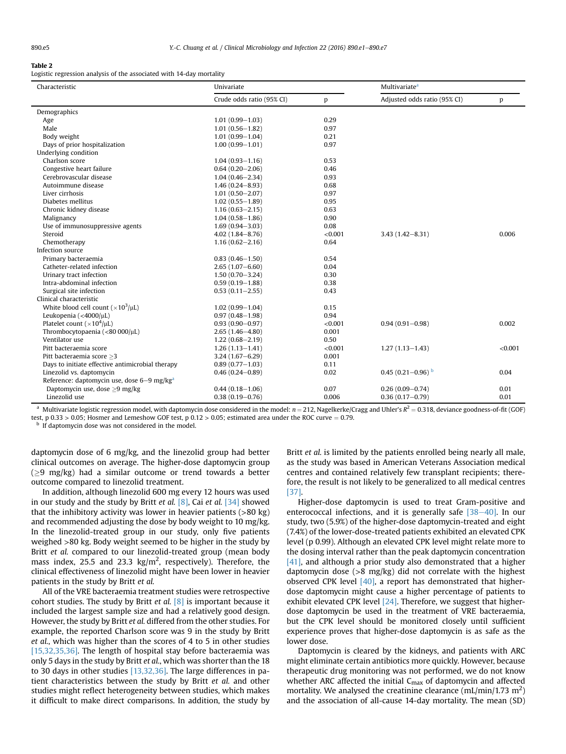**Table 2**

Logistic regression analysis of the associated with 14-day mortality

| Characteristic | Univariate | | Multivariate[a] | |
|---|---|---|---|---|
| | Crude odds ratio (95% CI) | p | Adjusted odds ratio (95% CI) | p |
| Demographics | | | | |
| Age | 1.01 (0.99–1.03) | 0.29 | | |
| Male | 1.01 (0.56–1.82) | 0.97 | | |
| Body weight | 1.01 (0.99–1.04) | 0.21 | | |
| Days of prior hospitalization | 1.00 (0.99–1.01) | 0.97 | | |
| Underlying condition | | | | |
| Charlson score | 1.04 (0.93–1.16) | 0.53 | | |
| Congestive heart failure | 0.64 (0.20–2.06) | 0.46 | | |
| Cerebrovascular disease | 1.04 (0.46–2.34) | 0.93 | | |
| Autoimmune disease | 1.46 (0.24–8.93) | 0.68 | | |
| Liver cirrhosis | 1.01 (0.50–2.07) | 0.97 | | |
| Diabetes mellitus | 1.02 (0.55–1.89) | 0.95 | | |
| Chronic kidney disease | 1.16 (0.63–2.15) | 0.63 | | |
| Malignancy | 1.04 (0.58–1.86) | 0.90 | | |
| Use of immunosuppressive agents | 1.69 (0.94–3.03) | 0.08 | | |
| Steroid | 4.02 (1.84–8.76) | <0.001 | 3.43 (1.42–8.31) | 0.006 |
| Chemotherapy | 1.16 (0.62–2.16) | 0.64 | | |
| Infection source | | | | |
| Primary bacteraemia | 0.83 (0.46–1.50) | 0.54 | | |
| Catheter-related infection | 2.65 (1.07–6.60) | 0.04 | | |
| Urinary tract infection | 1.50 (0.70–3.24) | 0.30 | | |
| Intra-abdominal infection | 0.59 (0.19–1.88) | 0.38 | | |
| Surgical site infection | 0.53 (0.11–2.55) | 0.43 | | |
| Clinical characteristic | | | | |
| White blood cell count ($\times 10^3/\mu L$) | 1.02 (0.99–1.04) | 0.15 | | |
| Leukopenia (<4000/μL) | 0.97 (0.48–1.98) | 0.94 | | |
| Platelet count ($\times 10^4/\mu L$) | 0.93 (0.90–0.97) | <0.001 | 0.94 (0.91–0.98) | 0.002 |
| Thrombocytopaenia (<80 000/μL) | 2.65 (1.46–4.80) | 0.001 | | |
| Ventilator use | 1.22 (0.68–2.19) | 0.50 | | |
| Pitt bacteraemia score | 1.26 (1.13–1.41) | <0.001 | 1.27 (1.13–1.43) | <0.001 |
| Pitt bacteraemia score ≥3 | 3.24 (1.67–6.29) | 0.001 | | |
| Days to initiate effective antimicrobial therapy | 0.89 (0.77–1.03) | 0.11 | | |
| Linezolid vs. daptomycin | 0.46 (0.24–0.89) | 0.02 | 0.45 (0.21–0.96) [b] | 0.04 |
| Reference: daptomycin use, dose 6–9 mg/kg[a] | | | | |
| Daptomycin use, dose ≥9 mg/kg | 0.44 (0.18–1.06) | 0.07 | 0.26 (0.09–0.74) | 0.01 |
| Linezolid use | 0.38 (0.19–0.76) | 0.006 | 0.36 (0.17–0.79) | 0.01 |

[a] Multivariate logistic regression model, with daptomycin dose considered in the model: $n = 212$, Nagelkerke/Cragg and Uhler's $R^2 = 0.318$, deviance goodness-of-fit (GOF) test, p 0.33 > 0.05; Hosmer and Lemeshow GOF test, p 0.12 > 0.05; estimated area under the ROC curve = 0.79.

[b] If daptomycin dose was not considered in the model.

daptomycin dose of 6 mg/kg, and the linezolid group had better clinical outcomes on average. The higher-dose daptomycin group (≥9 mg/kg) had a similar outcome or trend towards a better outcome compared to linezolid treatment.

In addition, although linezolid 600 mg every 12 hours was used in our study and the study by Britt *et al.* [8], Cai *et al.* [34] showed that the inhibitory activity was lower in heavier patients (>80 kg) and recommended adjusting the dose by body weight to 10 mg/kg. In the linezolid-treated group in our study, only five patients weighed >80 kg. Body weight seemed to be higher in the study by Britt *et al.* compared to our linezolid-treated group (mean body mass index, 25.5 and 23.3 kg/m$^2$, respectively). Therefore, the clinical effectiveness of linezolid might have been lower in heavier patients in the study by Britt *et al.*

All of the VRE bacteraemia treatment studies were retrospective cohort studies. The study by Britt *et al.* [8] is important because it included the largest sample size and had a relatively good design. However, the study by Britt *et al.* differed from the other studies. For example, the reported Charlson score was 9 in the study by Britt *et al.*, which was higher than the scores of 4 to 5 in other studies [15,32,35,36]. The length of hospital stay before bacteraemia was only 5 days in the study by Britt *et al.*, which was shorter than the 18 to 30 days in other studies [13,32,36]. The large differences in patient characteristics between the study by Britt *et al.* and other studies might reflect heterogeneity between studies, which makes it difficult to make direct comparisons. In addition, the study by Britt *et al.* is limited by the patients enrolled being nearly all male, as the study was based in American Veterans Association medical centres and contained relatively few transplant recipients; therefore, the result is not likely to be generalized to all medical centres [37].

Higher-dose daptomycin is used to treat Gram-positive and enterococcal infections, and it is generally safe [38–40]. In our study, two (5.9%) of the higher-dose daptomycin-treated and eight (7.4%) of the lower-dose-treated patients exhibited an elevated CPK level (p 0.99). Although an elevated CPK level might relate more to the dosing interval rather than the peak daptomycin concentration [41], and although a prior study also demonstrated that a higher daptomycin dose (>8 mg/kg) did not correlate with the highest observed CPK level [40], a report has demonstrated that higher-dose daptomycin might cause a higher percentage of patients to exhibit elevated CPK level [24]. Therefore, we suggest that higher-dose daptomycin be used in the treatment of VRE bacteraemia, but the CPK level should be monitored closely until sufficient experience proves that higher-dose daptomycin is as safe as the lower dose.

Daptomycin is cleared by the kidneys, and patients with ARC might eliminate certain antibiotics more quickly. However, because therapeutic drug monitoring was not performed, we do not know whether ARC affected the initial $C_{max}$ of daptomycin and affected mortality. We analysed the creatinine clearance (mL/min/1.73 m$^2$) and the association of all-cause 14-day mortality. The mean (SD)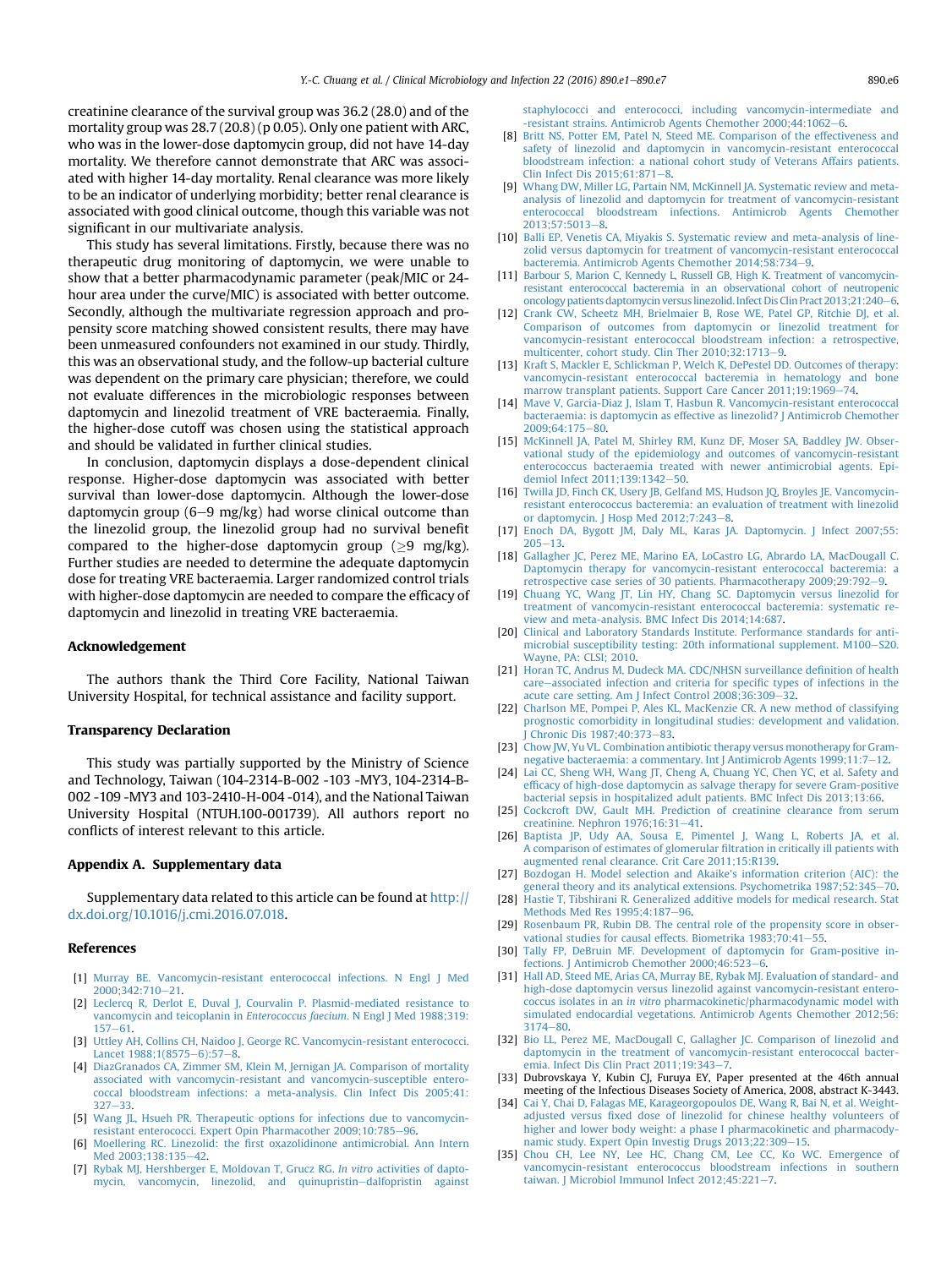creatinine clearance of the survival group was 36.2 (28.0) and of the mortality group was 28.7 (20.8) (p 0.05). Only one patient with ARC, who was in the lower-dose daptomycin group, did not have 14-day mortality. We therefore cannot demonstrate that ARC was associated with higher 14-day mortality. Renal clearance was more likely to be an indicator of underlying morbidity; better renal clearance is associated with good clinical outcome, though this variable was not significant in our multivariate analysis.

This study has several limitations. Firstly, because there was no therapeutic drug monitoring of daptomycin, we were unable to show that a better pharmacodynamic parameter (peak/MIC or 24-hour area under the curve/MIC) is associated with better outcome. Secondly, although the multivariate regression approach and propensity score matching showed consistent results, there may have been unmeasured confounders not examined in our study. Thirdly, this was an observational study, and the follow-up bacterial culture was dependent on the primary care physician; therefore, we could not evaluate differences in the microbiologic responses between daptomycin and linezolid treatment of VRE bacteraemia. Finally, the higher-dose cutoff was chosen using the statistical approach and should be validated in further clinical studies.

In conclusion, daptomycin displays a dose-dependent clinical response. Higher-dose daptomycin was associated with better survival than lower-dose daptomycin. Although the lower-dose daptomycin group (6–9 mg/kg) had worse clinical outcome than the linezolid group, the linezolid group had no survival benefit compared to the higher-dose daptomycin group ($\geq$9 mg/kg). Further studies are needed to determine the adequate daptomycin dose for treating VRE bacteraemia. Larger randomized control trials with higher-dose daptomycin are needed to compare the efficacy of daptomycin and linezolid in treating VRE bacteraemia.

## Acknowledgement

The authors thank the Third Core Facility, National Taiwan University Hospital, for technical assistance and facility support.

## Transparency Declaration

This study was partially supported by the Ministry of Science and Technology, Taiwan (104-2314-B-002 -103 -MY3, 104-2314-B-002 -109 -MY3 and 103-2410-H-004 -014), and the National Taiwan University Hospital (NTUH.100-001739). All authors report no conflicts of interest relevant to this article.

## Appendix A. Supplementary data

Supplementary data related to this article can be found at http://dx.doi.org/10.1016/j.cmi.2016.07.018.

## References

[1] Murray BE. Vancomycin-resistant enterococcal infections. N Engl J Med 2000;342:710–21.

[2] Leclercq R, Derlot E, Duval J, Courvalin P. Plasmid-mediated resistance to vancomycin and teicoplanin in *Enterococcus faecium*. N Engl J Med 1988;319:157–61.

[3] Uttley AH, Collins CH, Naidoo J, George RC. Vancomycin-resistant enterococci. Lancet 1988;1(8575–6):57–8.

[4] DiazGranados CA, Zimmer SM, Klein M, Jernigan JA. Comparison of mortality associated with vancomycin-resistant and vancomycin-susceptible enterococcal bloodstream infections: a meta-analysis. Clin Infect Dis 2005;41:327–33.

[5] Wang JL, Hsueh PR. Therapeutic options for infections due to vancomycin-resistant enterococci. Expert Opin Pharmacother 2009;10:785–96.

[6] Moellering RC. Linezolid: the first oxazolidinone antimicrobial. Ann Intern Med 2003;138:135–42.

[7] Rybak MJ, Hershberger E, Moldovan T, Grucz RG. *In vitro* activities of daptomycin, vancomycin, linezolid, and quinupristin–dalfopristin against staphylococci and enterococci, including vancomycin-intermediate and -resistant strains. Antimicrob Agents Chemother 2000;44:1062–6.

[8] Britt NS, Potter EM, Patel N, Steed ME. Comparison of the effectiveness and safety of linezolid and daptomycin in vancomycin-resistant enterococcal bloodstream infection: a national cohort study of Veterans Affairs patients. Clin Infect Dis 2015;61:871–8.

[9] Whang DW, Miller LG, Partain NM, McKinnell JA. Systematic review and meta-analysis of linezolid and daptomycin for treatment of vancomycin-resistant enterococcal bloodstream infections. Antimicrob Agents Chemother 2013;57:5013–8.

[10] Balli EP, Venetis CA, Miyakis S. Systematic review and meta-analysis of linezolid versus daptomycin for treatment of vancomycin-resistant enterococcal bacteremia. Antimicrob Agents Chemother 2014;58:734–9.

[11] Barbour S, Marion C, Kennedy L, Russell GB, High K. Treatment of vancomycin-resistant enterococcal bacteremia in an observational cohort of neutropenic oncology patients daptomycin versus linezolid. Infect Dis Clin Pract 2013;21:240–6.

[12] Crank CW, Scheetz MH, Brielmaier B, Rose WE, Patel GP, Ritchie DJ, et al. Comparison of outcomes from daptomycin or linezolid treatment for vancomycin-resistant enterococcal bloodstream infection: a retrospective, multicenter, cohort study. Clin Ther 2010;32:1713–9.

[13] Kraft S, Mackler E, Schlickman P, Welch K, DePestel DD. Outcomes of therapy: vancomycin-resistant enterococcal bacteremia in hematology and bone marrow transplant patients. Support Care Cancer 2011;19:1969–74.

[14] Mave V, Garcia-Diaz J, Islam T, Hasbun R. Vancomycin-resistant enterococcal bacteraemia: is daptomycin as effective as linezolid? J Antimicrob Chemother 2009;64:175–80.

[15] McKinnell JA, Patel M, Shirley RM, Kunz DF, Moser SA, Baddley JW. Observational study of the epidemiology and outcomes of vancomycin-resistant enterococcus bacteraemia treated with newer antimicrobial agents. Epidemiol Infect 2011;139:1342–50.

[16] Twilla JD, Finch CK, Usery JB, Gelfand MS, Hudson JQ, Broyles JE. Vancomycin-resistant enterococcus bacteremia: an evaluation of treatment with linezolid or daptomycin. J Hosp Med 2012;7:243–8.

[17] Enoch DA, Bygott JM, Daly ML, Karas JA. Daptomycin. J Infect 2007;55:205–13.

[18] Gallagher JC, Perez ME, Marino EA, LoCastro LG, Abrardo LA, MacDougall C. Daptomycin therapy for vancomycin-resistant enterococcal bacteremia: a retrospective case series of 30 patients. Pharmacotherapy 2009;29:792–9.

[19] Chuang YC, Wang JT, Lin HY, Chang SC. Daptomycin versus linezolid for treatment of vancomycin-resistant enterococcal bacteremia: systematic review and meta-analysis. BMC Infect Dis 2014;14:687.

[20] Clinical and Laboratory Standards Institute. Performance standards for antimicrobial susceptibility testing: 20th informational supplement. M100–S20. Wayne, PA: CLSI; 2010.

[21] Horan TC, Andrus M, Dudeck MA. CDC/NHSN surveillance definition of health care–associated infection and criteria for specific types of infections in the acute care setting. Am J Infect Control 2008;36:309–32.

[22] Charlson ME, Pompei P, Ales KL, MacKenzie CR. A new method of classifying prognostic comorbidity in longitudinal studies: development and validation. J Chronic Dis 1987;40:373–83.

[23] Chow JW, Yu VL. Combination antibiotic therapy versus monotherapy for Gram-negative bacteraemia: a commentary. Int J Antimicrob Agents 1999;11:7–12.

[24] Lai CC, Sheng WH, Wang JT, Cheng A, Chuang YC, Chen YC, et al. Safety and efficacy of high-dose daptomycin as salvage therapy for severe Gram-positive bacterial sepsis in hospitalized adult patients. BMC Infect Dis 2013;13:66.

[25] Cockcroft DW, Gault MH. Prediction of creatinine clearance from serum creatinine. Nephron 1976;16:31–41.

[26] Baptista JP, Udy AA, Sousa E, Pimentel J, Wang L, Roberts JA, et al. A comparison of estimates of glomerular filtration in critically ill patients with augmented renal clearance. Crit Care 2011;15:R139.

[27] Bozdogan H. Model selection and Akaike's information criterion (AIC): the general theory and its analytical extensions. Psychometrika 1987;52:345–70.

[28] Hastie T, Tibshirani R. Generalized additive models for medical research. Stat Methods Med Res 1995;4:187–96.

[29] Rosenbaum PR, Rubin DB. The central role of the propensity score in observational studies for causal effects. Biometrika 1983;70:41–55.

[30] Tally FP, DeBruin MF. Development of daptomycin for Gram-positive infections. J Antimicrob Chemother 2000;46:523–6.

[31] Hall AD, Steed ME, Arias CA, Murray BE, Rybak MJ. Evaluation of standard- and high-dose daptomycin versus linezolid against vancomycin-resistant enterococcus isolates in an *in vitro* pharmacokinetic/pharmacodynamic model with simulated endocardial vegetations. Antimicrob Agents Chemother 2012;56:3174–80.

[32] Bio LL, Perez ME, MacDougall C, Gallagher JC. Comparison of linezolid and daptomycin in the treatment of vancomycin-resistant enterococcal bacteremia. Infect Dis Clin Pract 2011;19:343–7.

[33] Dubrovskaya Y, Kubin CJ, Furuya EY, Paper presented at the 46th annual meeting of the Infectious Diseases Society of America, 2008, abstract K-3443.

[34] Cai Y, Chai D, Falagas ME, Karageorgopoulos DE, Wang R, Bai N, et al. Weight-adjusted versus fixed dose of linezolid for chinese healthy volunteers of higher and lower body weight: a phase I pharmacokinetic and pharmacodynamic study. Expert Opin Investig Drugs 2013;22:309–15.

[35] Chou CH, Lee NY, Lee HC, Chang CM, Lee CC, Ko WC. Emergence of vancomycin-resistant enterococcus bloodstream infections in southern taiwan. J Microbiol Immunol Infect 2012;45:221–7.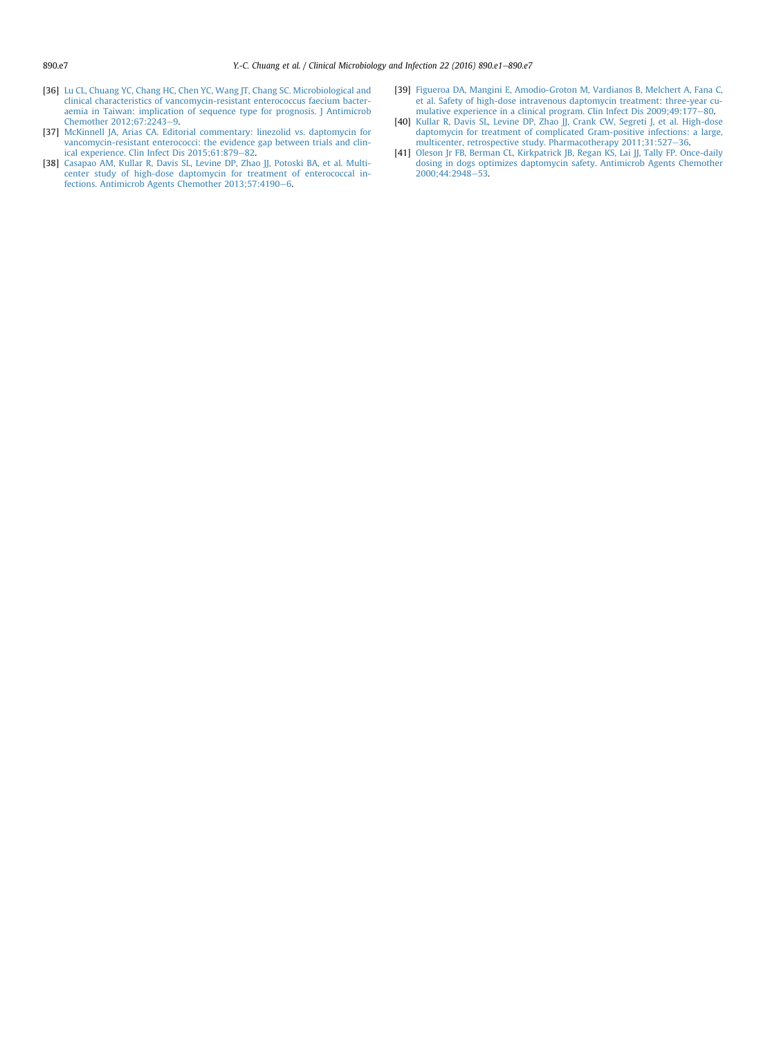[36] Lu CL, Chuang YC, Chang HC, Chen YC, Wang JT, Chang SC. Microbiological and clinical characteristics of vancomycin-resistant enterococcus faecium bacteraemia in Taiwan: implication of sequence type for prognosis. J Antimicrob Chemother 2012;67:2243–9.

[37] McKinnell JA, Arias CA. Editorial commentary: linezolid vs. daptomycin for vancomycin-resistant enterococci: the evidence gap between trials and clinical experience. Clin Infect Dis 2015;61:879–82.

[38] Casapao AM, Kullar R, Davis SL, Levine DP, Zhao JJ, Potoski BA, et al. Multicenter study of high-dose daptomycin for treatment of enterococcal infections. Antimicrob Agents Chemother 2013;57:4190–6.

[39] Figueroa DA, Mangini E, Amodio-Groton M, Vardianos B, Melchert A, Fana C, et al. Safety of high-dose intravenous daptomycin treatment: three-year cumulative experience in a clinical program. Clin Infect Dis 2009;49:177–80.

[40] Kullar R, Davis SL, Levine DP, Zhao JJ, Crank CW, Segreti J, et al. High-dose daptomycin for treatment of complicated Gram-positive infections: a large, multicenter, retrospective study. Pharmacotherapy 2011;31:527–36.

[41] Oleson Jr FB, Berman CL, Kirkpatrick JB, Regan KS, Lai JJ, Tally FP. Once-daily dosing in dogs optimizes daptomycin safety. Antimicrob Agents Chemother 2000;44:2948–53.